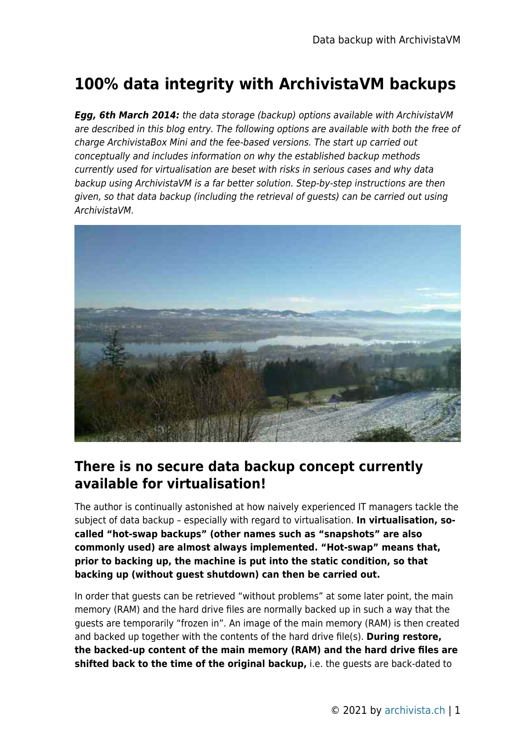# 100% data integrity with ArchivistaVM backups

***Egg, 6th March 2014:*** *the data storage (backup) options available with ArchivistaVM are described in this blog entry. The following options are available with both the free of charge ArchivistaBox Mini and the fee-based versions. The start up carried out conceptually and includes information on why the established backup methods currently used for virtualisation are beset with risks in serious cases and why data backup using ArchivistaVM is a far better solution. Step-by-step instructions are then given, so that data backup (including the retrieval of guests) can be carried out using ArchivistaVM.*

## There is no secure data backup concept currently available for virtualisation!

The author is continually astonished at how naively experienced IT managers tackle the subject of data backup – especially with regard to virtualisation. **In virtualisation, so-called "hot-swap backups" (other names such as "snapshots" are also commonly used) are almost always implemented. "Hot-swap" means that, prior to backing up, the machine is put into the static condition, so that backing up (without guest shutdown) can then be carried out.**

In order that guests can be retrieved "without problems" at some later point, the main memory (RAM) and the hard drive files are normally backed up in such a way that the guests are temporarily "frozen in". An image of the main memory (RAM) is then created and backed up together with the contents of the hard drive file(s). **During restore, the backed-up content of the main memory (RAM) and the hard drive files are shifted back to the time of the original backup,** i.e. the guests are back-dated to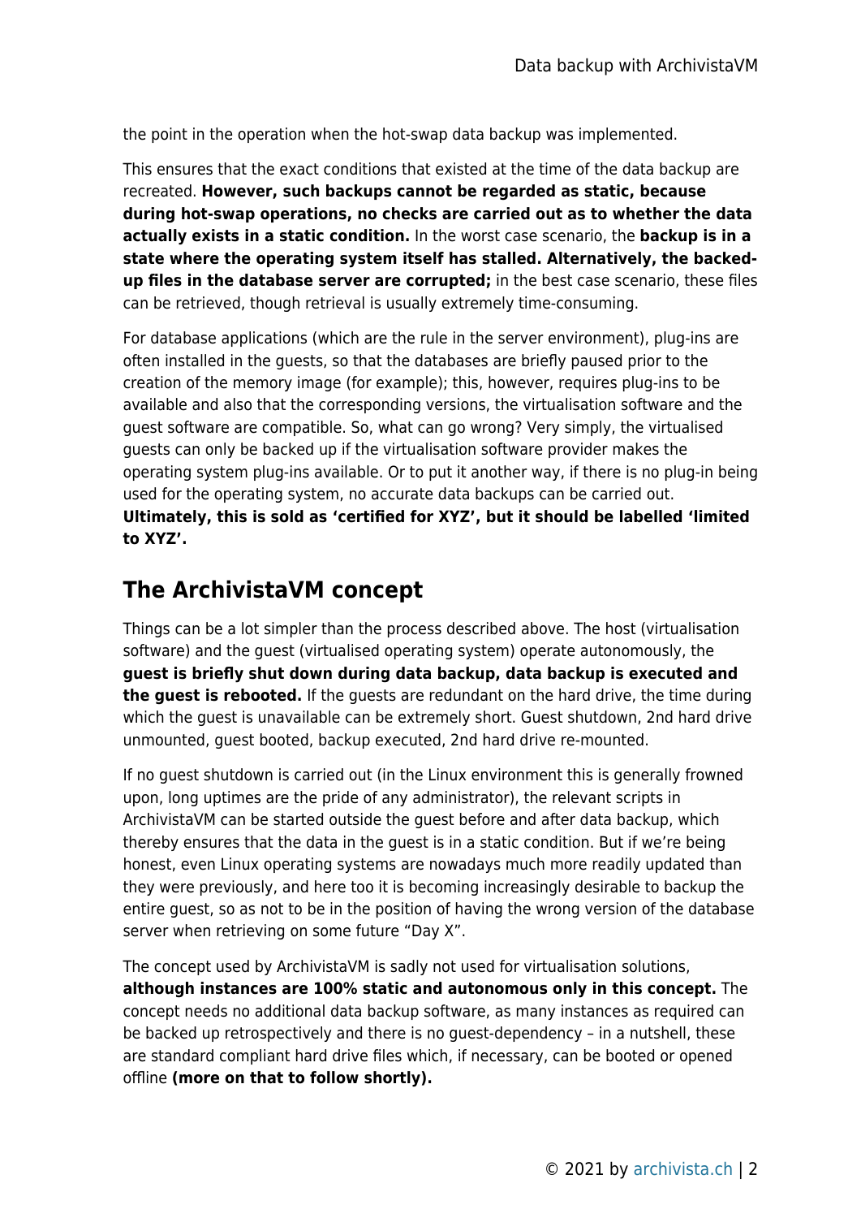the point in the operation when the hot-swap data backup was implemented.

This ensures that the exact conditions that existed at the time of the data backup are recreated. **However, such backups cannot be regarded as static, because during hot-swap operations, no checks are carried out as to whether the data actually exists in a static condition.** In the worst case scenario, the **backup is in a state where the operating system itself has stalled. Alternatively, the backed-up files in the database server are corrupted;** in the best case scenario, these files can be retrieved, though retrieval is usually extremely time-consuming.

For database applications (which are the rule in the server environment), plug-ins are often installed in the guests, so that the databases are briefly paused prior to the creation of the memory image (for example); this, however, requires plug-ins to be available and also that the corresponding versions, the virtualisation software and the guest software are compatible. So, what can go wrong? Very simply, the virtualised guests can only be backed up if the virtualisation software provider makes the operating system plug-ins available. Or to put it another way, if there is no plug-in being used for the operating system, no accurate data backups can be carried out. **Ultimately, this is sold as 'certified for XYZ', but it should be labelled 'limited to XYZ'.**

## The ArchivistaVM concept

Things can be a lot simpler than the process described above. The host (virtualisation software) and the guest (virtualised operating system) operate autonomously, the **guest is briefly shut down during data backup, data backup is executed and the guest is rebooted.** If the guests are redundant on the hard drive, the time during which the guest is unavailable can be extremely short. Guest shutdown, 2nd hard drive unmounted, guest booted, backup executed, 2nd hard drive re-mounted.

If no guest shutdown is carried out (in the Linux environment this is generally frowned upon, long uptimes are the pride of any administrator), the relevant scripts in ArchivistaVM can be started outside the guest before and after data backup, which thereby ensures that the data in the guest is in a static condition. But if we're being honest, even Linux operating systems are nowadays much more readily updated than they were previously, and here too it is becoming increasingly desirable to backup the entire guest, so as not to be in the position of having the wrong version of the database server when retrieving on some future "Day X".

The concept used by ArchivistaVM is sadly not used for virtualisation solutions, **although instances are 100% static and autonomous only in this concept.** The concept needs no additional data backup software, as many instances as required can be backed up retrospectively and there is no guest-dependency – in a nutshell, these are standard compliant hard drive files which, if necessary, can be booted or opened offline **(more on that to follow shortly).**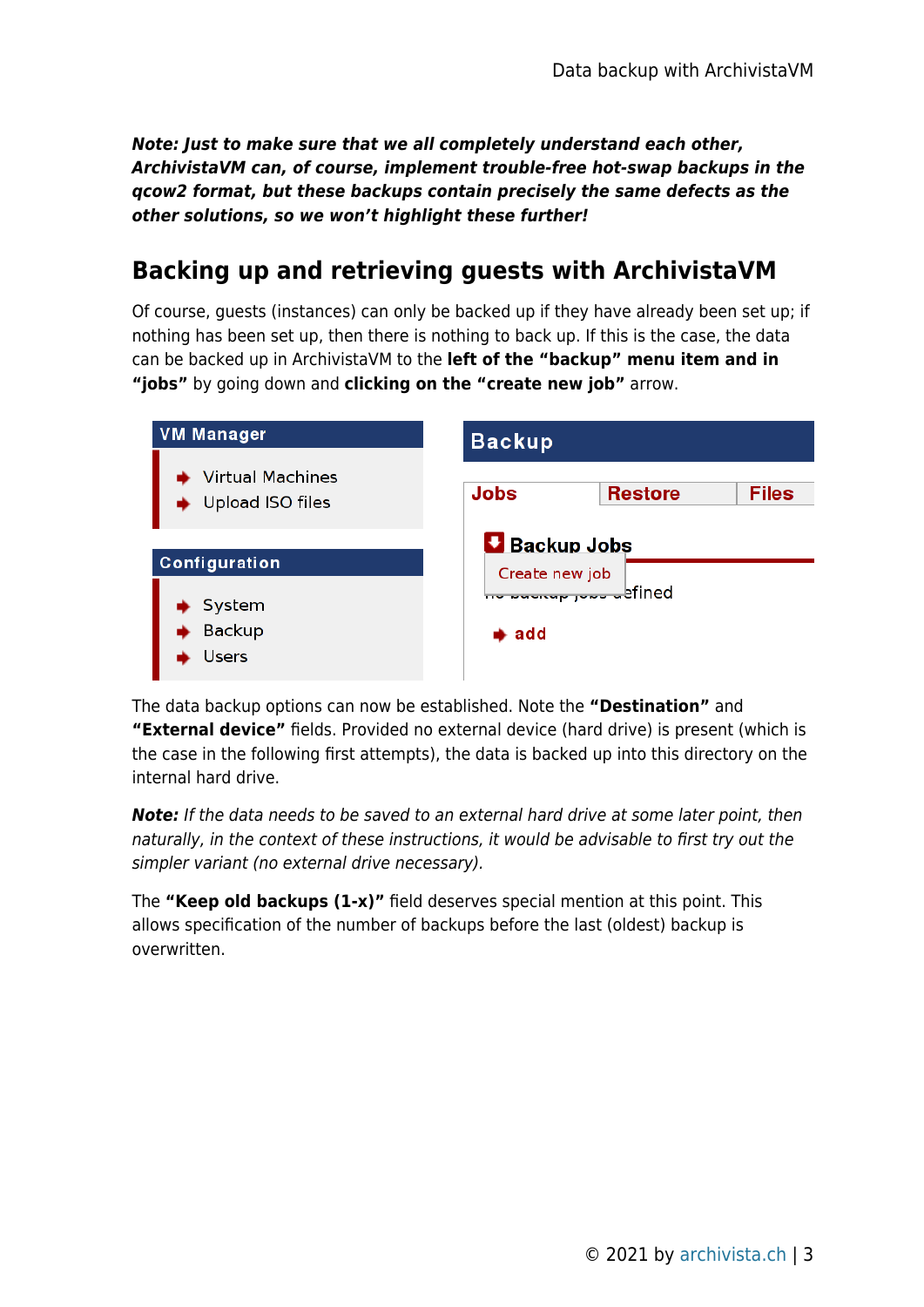***Note: Just to make sure that we all completely understand each other, ArchivistaVM can, of course, implement trouble-free hot-swap backups in the qcow2 format, but these backups contain precisely the same defects as the other solutions, so we won't highlight these further!***

## Backing up and retrieving guests with ArchivistaVM

Of course, guests (instances) can only be backed up if they have already been set up; if nothing has been set up, then there is nothing to back up. If this is the case, the data can be backed up in ArchivistaVM to the **left of the "backup" menu item and in "jobs"** by going down and **clicking on the "create new job"** arrow.

The data backup options can now be established. Note the **"Destination"** and **"External device"** fields. Provided no external device (hard drive) is present (which is the case in the following first attempts), the data is backed up into this directory on the internal hard drive.

***Note:*** *If the data needs to be saved to an external hard drive at some later point, then naturally, in the context of these instructions, it would be advisable to first try out the simpler variant (no external drive necessary).*

The **"Keep old backups (1-x)"** field deserves special mention at this point. This allows specification of the number of backups before the last (oldest) backup is overwritten.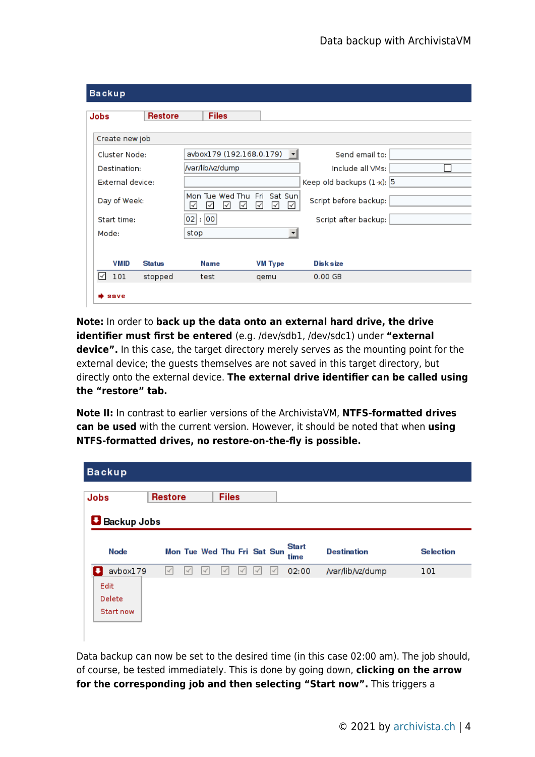**Note:** In order to **back up the data onto an external hard drive, the drive identifier must first be entered** (e.g. /dev/sdb1, /dev/sdc1) under **"external device".** In this case, the target directory merely serves as the mounting point for the external device; the guests themselves are not saved in this target directory, but directly onto the external device. **The external drive identifier can be called using the "restore" tab.**

**Note II:** In contrast to earlier versions of the ArchivistaVM, **NTFS-formatted drives can be used** with the current version. However, it should be noted that when **using NTFS-formatted drives, no restore-on-the-fly is possible.**

Data backup can now be set to the desired time (in this case 02:00 am). The job should, of course, be tested immediately. This is done by going down, **clicking on the arrow for the corresponding job and then selecting "Start now".** This triggers a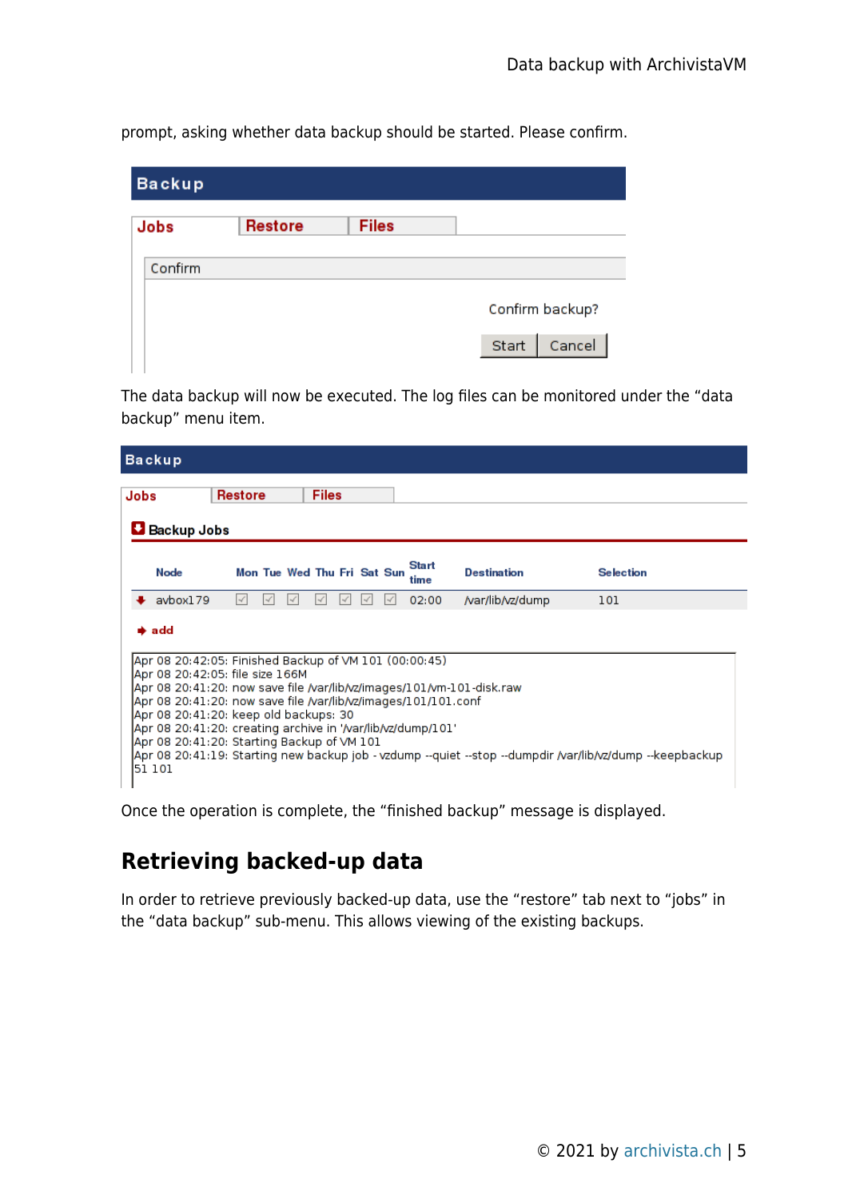prompt, asking whether data backup should be started. Please confirm.

**Backup**

Jobs | Restore | Files

Confirm

Confirm backup?

Start | Cancel

The data backup will now be executed. The log files can be monitored under the "data backup" menu item.

**Backup**

Jobs | Restore | Files

**Backup Jobs**

| Node | Mon | Tue | Wed | Thu | Fri | Sat | Sun | Start time | Destination | Selection |
|---|---|---|---|---|---|---|---|---|---|---|
| avbox179 | ☑ | ☑ | ☑ | ☑ | ☑ | ☑ | ☑ | 02:00 | /var/lib/vz/dump | 101 |

add

```
Apr 08 20:42:05: Finished Backup of VM 101 (00:00:45)
Apr 08 20:42:05: file size 166M
Apr 08 20:41:20: now save file /var/lib/vz/images/101/vm-101-disk.raw
Apr 08 20:41:20: now save file /var/lib/vz/images/101/101.conf
Apr 08 20:41:20: keep old backups: 30
Apr 08 20:41:20: creating archive in '/var/lib/vz/dump/101'
Apr 08 20:41:20: Starting Backup of VM 101
Apr 08 20:41:19: Starting new backup job - vzdump --quiet --stop --dumpdir /var/lib/vz/dump --keepbackup
51 101
```

Once the operation is complete, the "finished backup" message is displayed.

## Retrieving backed-up data

In order to retrieve previously backed-up data, use the "restore" tab next to "jobs" in the "data backup" sub-menu. This allows viewing of the existing backups.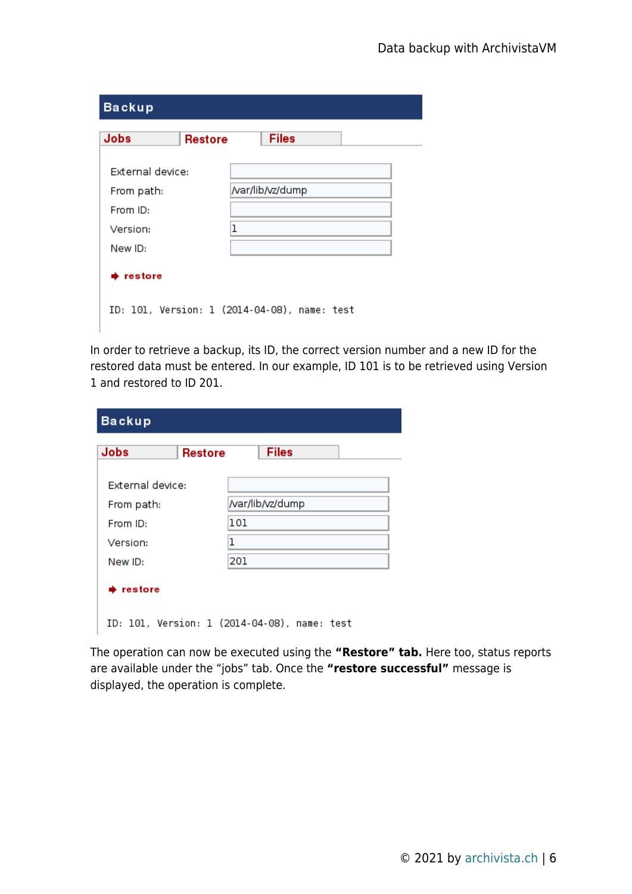**Backup**

| Jobs | Restore | Files |
|---|---|---|

| | |
|---|---|
| External device: | |
| From path: | /var/lib/vz/dump |
| From ID: | |
| Version: | 1 |
| New ID: | |

➜ **restore**

```
ID: 101, Version: 1 (2014-04-08), name: test
```

In order to retrieve a backup, its ID, the correct version number and a new ID for the restored data must be entered. In our example, ID 101 is to be retrieved using Version 1 and restored to ID 201.

**Backup**

| Jobs | Restore | Files |
|---|---|---|

| | |
|---|---|
| External device: | |
| From path: | /var/lib/vz/dump |
| From ID: | 101 |
| Version: | 1 |
| New ID: | 201 |

➜ **restore**

```
ID: 101, Version: 1 (2014-04-08), name: test
```

The operation can now be executed using the **“Restore” tab.** Here too, status reports are available under the “jobs” tab. Once the **“restore successful”** message is displayed, the operation is complete.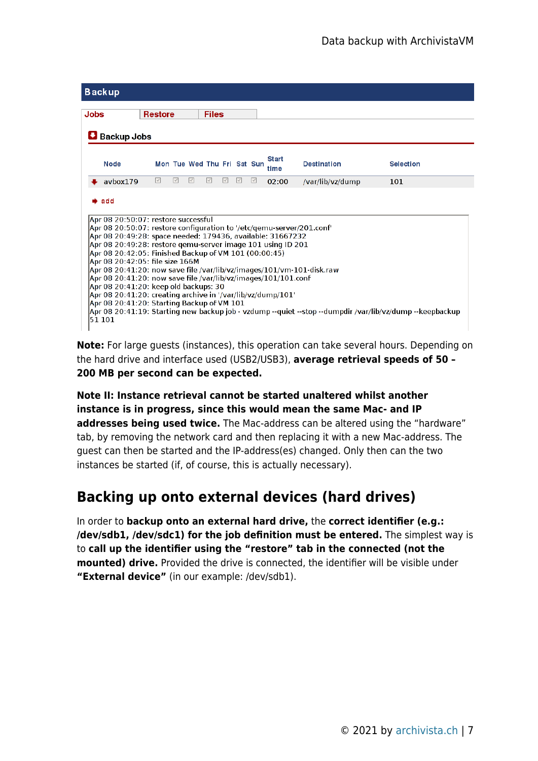**Backup**

Jobs | Restore | Files

**Backup Jobs**

| | Node | Mon | Tue | Wed | Thu | Fri | Sat | Sun | Start time | Destination | Selection |
|---|---|---|---|---|---|---|---|---|---|---|---|
| | avbox179 | ☑ | ☑ | ☑ | ☑ | ☑ | ☑ | ☑ | 02:00 | /var/lib/vz/dump | 101 |

add

```
Apr 08 20:50:07: restore successful
Apr 08 20:50:07: restore configuration to '/etc/qemu-server/201.conf'
Apr 08 20:49:28: space needed: 179436, available: 31667232
Apr 08 20:49:28: restore qemu-server image 101 using ID 201
Apr 08 20:42:05: Finished Backup of VM 101 (00:00:45)
Apr 08 20:42:05: file size 166M
Apr 08 20:41:20: now save file /var/lib/vz/images/101/vm-101-disk.raw
Apr 08 20:41:20: now save file /var/lib/vz/images/101/101.conf
Apr 08 20:41:20: keep old backups: 30
Apr 08 20:41:20: creating archive in '/var/lib/vz/dump/101'
Apr 08 20:41:20: Starting Backup of VM 101
Apr 08 20:41:19: Starting new backup job - vzdump --quiet --stop --dumpdir /var/lib/vz/dump --keepbackup 51 101
```

**Note:** For large guests (instances), this operation can take several hours. Depending on the hard drive and interface used (USB2/USB3), **average retrieval speeds of 50 – 200 MB per second can be expected.**

**Note II: Instance retrieval cannot be started unaltered whilst another instance is in progress, since this would mean the same Mac- and IP addresses being used twice.** The Mac-address can be altered using the "hardware" tab, by removing the network card and then replacing it with a new Mac-address. The guest can then be started and the IP-address(es) changed. Only then can the two instances be started (if, of course, this is actually necessary).

## Backing up onto external devices (hard drives)

In order to **backup onto an external hard drive,** the **correct identifier (e.g.: /dev/sdb1, /dev/sdc1) for the job definition must be entered.** The simplest way is to **call up the identifier using the "restore" tab in the connected (not the mounted) drive.** Provided the drive is connected, the identifier will be visible under **"External device"** (in our example: /dev/sdb1).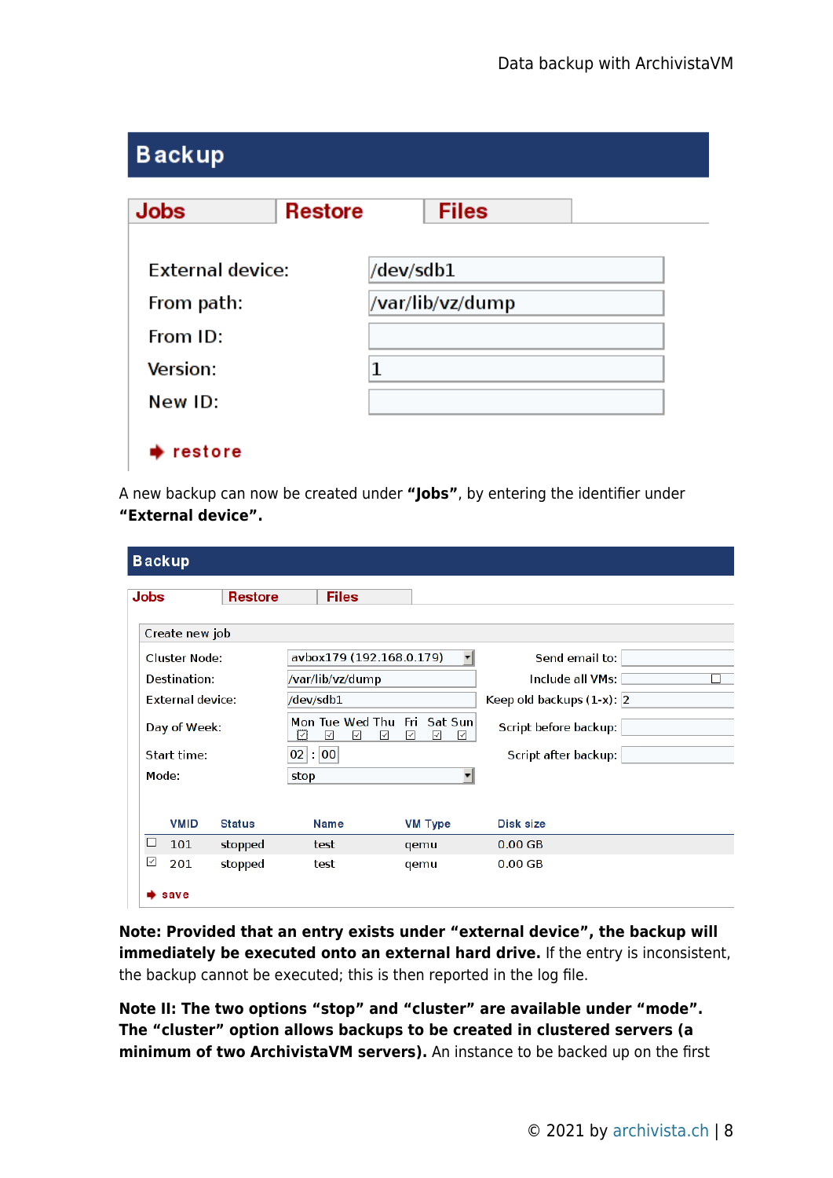## Backup

| Jobs | Restore | Files |
|---|---|---|

| | |
|---|---|
| External device: | /dev/sdb1 |
| From path: | /var/lib/vz/dump |
| From ID: | |
| Version: | 1 |
| New ID: | |

➧ restore

A new backup can now be created under **“Jobs”**, by entering the identifier under **“External device”.**

## Backup

| Jobs | Restore | Files |
|---|---|---|

Create new job

| | | | |
|---|---|---|---|
| Cluster Node: | avbox179 (192.168.0.179) | Send email to: | |
| Destination: | /var/lib/vz/dump | Include all VMs: | ☐ |
| External device: | /dev/sdb1 | Keep old backups (1-x): | 2 |
| Day of Week: | Mon ☑ Tue ☑ Wed ☑ Thu ☑ Fri ☑ Sat ☑ Sun ☑ | Script before backup: | |
| Start time: | 02 : 00 | Script after backup: | |
| Mode: | stop | | |

| | VMID | Status | Name | VM Type | Disk size |
|---|---|---|---|---|---|
| ☐ | 101 | stopped | test | qemu | 0.00 GB |
| ☑ | 201 | stopped | test | qemu | 0.00 GB |

➧ save

**Note: Provided that an entry exists under “external device”, the backup will immediately be executed onto an external hard drive.** If the entry is inconsistent, the backup cannot be executed; this is then reported in the log file.

**Note II: The two options “stop” and “cluster” are available under “mode”. The “cluster” option allows backups to be created in clustered servers (a minimum of two ArchivistaVM servers).** An instance to be backed up on the first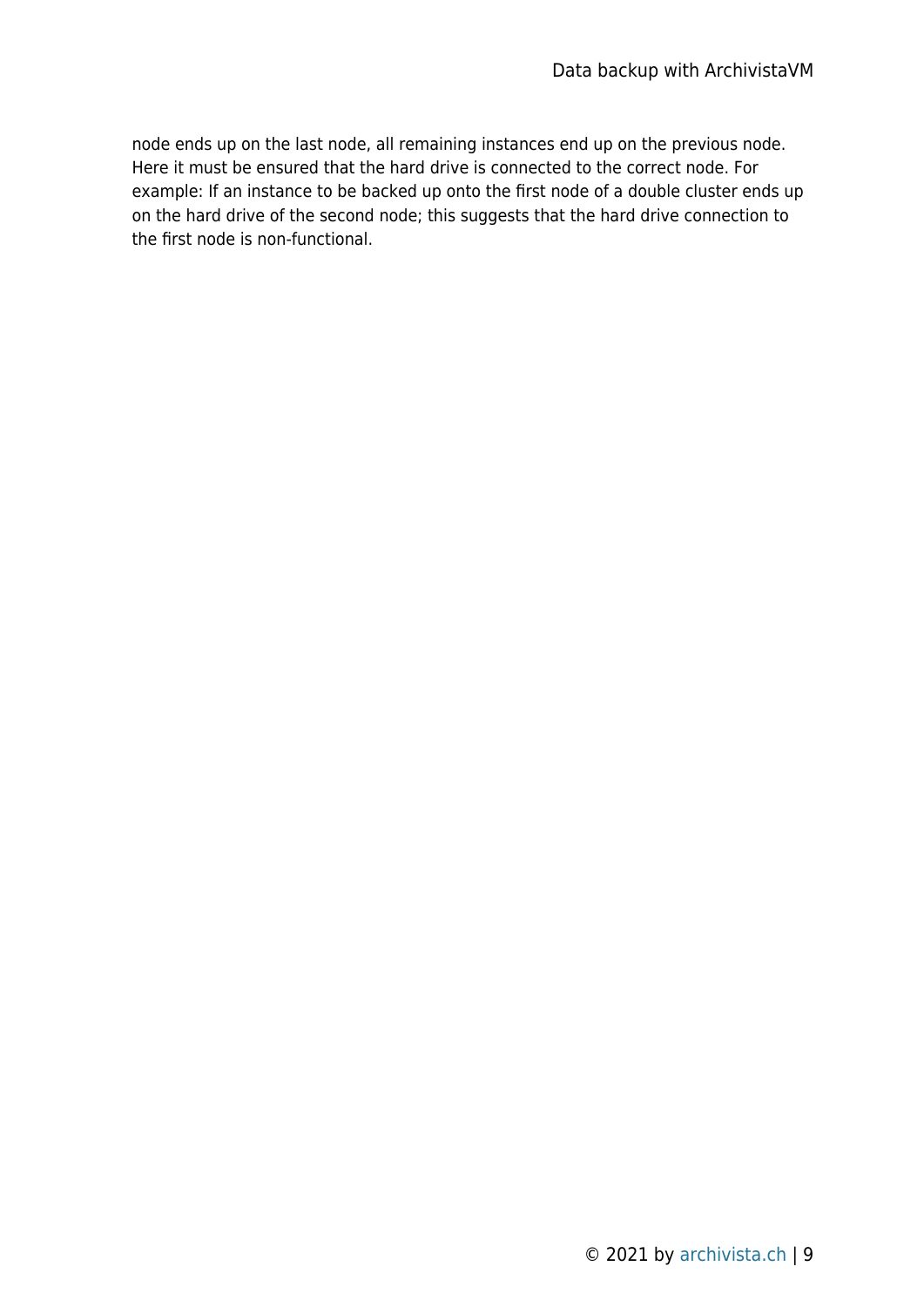node ends up on the last node, all remaining instances end up on the previous node. Here it must be ensured that the hard drive is connected to the correct node. For example: If an instance to be backed up onto the first node of a double cluster ends up on the hard drive of the second node; this suggests that the hard drive connection to the first node is non-functional.